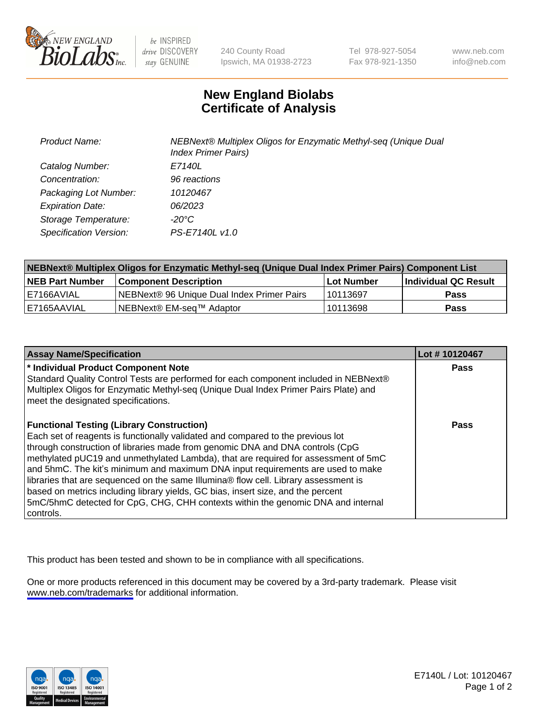# New England Biolabs Certificate of Analysis

| | |
|---|---|
| Product Name: | NEBNext® Multiplex Oligos for Enzymatic Methyl-seq (Unique Dual Index Primer Pairs) |
| Catalog Number: | E7140L |
| Concentration: | 96 reactions |
| Packaging Lot Number: | 10120467 |
| Expiration Date: | 06/2023 |
| Storage Temperature: | -20°C |
| Specification Version: | PS-E7140L v1.0 |

| NEBNext® Multiplex Oligos for Enzymatic Methyl-seq (Unique Dual Index Primer Pairs) Component List | | | |
|---|---|---|---|
| **NEB Part Number** | **Component Description** | **Lot Number** | **Individual QC Result** |
| E7166AVIAL | NEBNext® 96 Unique Dual Index Primer Pairs | 10113697 | **Pass** |
| E7165AAVIAL | NEBNext® EM-seq™ Adaptor | 10113698 | **Pass** |

| Assay Name/Specification | Lot # 10120467 |
|---|---|
| **\* Individual Product Component Note**<br>Standard Quality Control Tests are performed for each component included in NEBNext® Multiplex Oligos for Enzymatic Methyl-seq (Unique Dual Index Primer Pairs Plate) and meet the designated specifications. | **Pass** |
| **Functional Testing (Library Construction)**<br>Each set of reagents is functionally validated and compared to the previous lot through construction of libraries made from genomic DNA and DNA controls (CpG methylated pUC19 and unmethylated Lambda), that are required for assessment of 5mC and 5hmC. The kit's minimum and maximum DNA input requirements are used to make libraries that are sequenced on the same Illumina® flow cell. Library assessment is based on metrics including library yields, GC bias, insert size, and the percent 5mC/5hmC detected for CpG, CHG, CHH contexts within the genomic DNA and internal controls. | **Pass** |

This product has been tested and shown to be in compliance with all specifications.

One or more products referenced in this document may be covered by a 3rd-party trademark. Please visit www.neb.com/trademarks for additional information.

E7140L / Lot: 10120467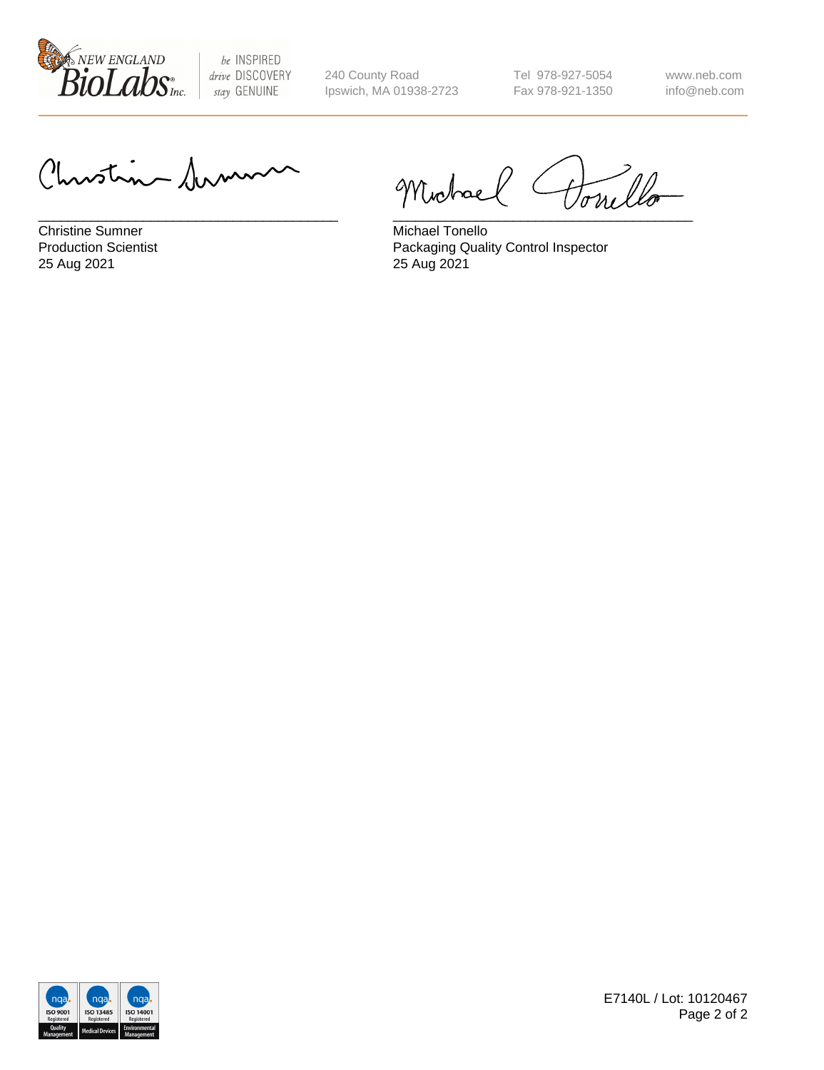240 County Road
Ipswich, MA 01938-2723

Tel 978-927-5054
Fax 978-921-1350

www.neb.com
info@neb.com

Christine Sumner
Production Scientist
25 Aug 2021

Michael Tonello
Packaging Quality Control Inspector
25 Aug 2021

E7140L / Lot: 10120467